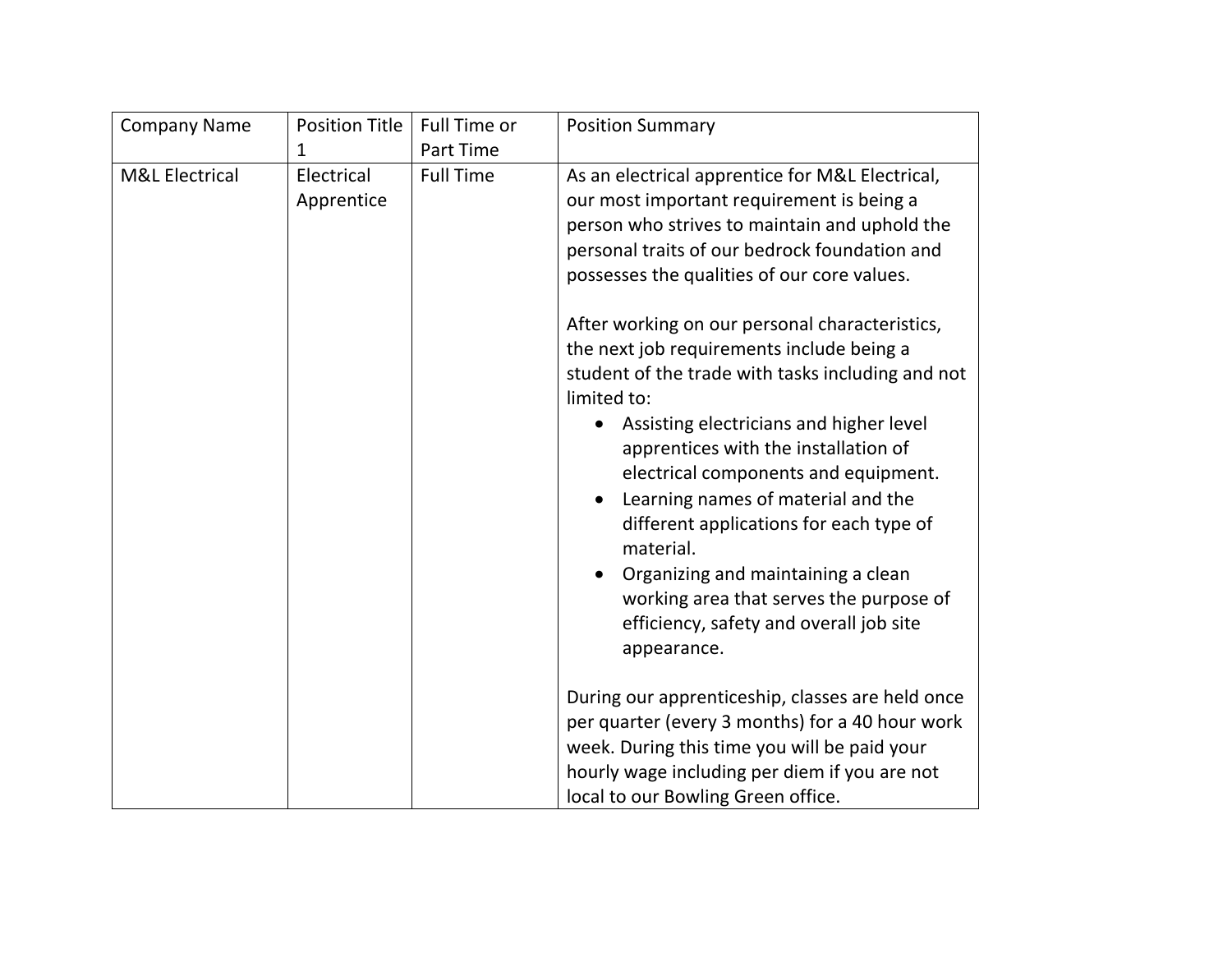| Company Name | Position Title 1 | Full Time or Part Time | Position Summary |
|---|---|---|---|
| M&L Electrical | Electrical Apprentice | Full Time | As an electrical apprentice for M&L Electrical, our most important requirement is being a person who strives to maintain and uphold the personal traits of our bedrock foundation and possesses the qualities of our core values.<br><br>After working on our personal characteristics, the next job requirements include being a student of the trade with tasks including and not limited to:<br>• Assisting electricians and higher level apprentices with the installation of electrical components and equipment.<br>• Learning names of material and the different applications for each type of material.<br>• Organizing and maintaining a clean working area that serves the purpose of efficiency, safety and overall job site appearance.<br><br>During our apprenticeship, classes are held once per quarter (every 3 months) for a 40 hour work week. During this time you will be paid your hourly wage including per diem if you are not local to our Bowling Green office. |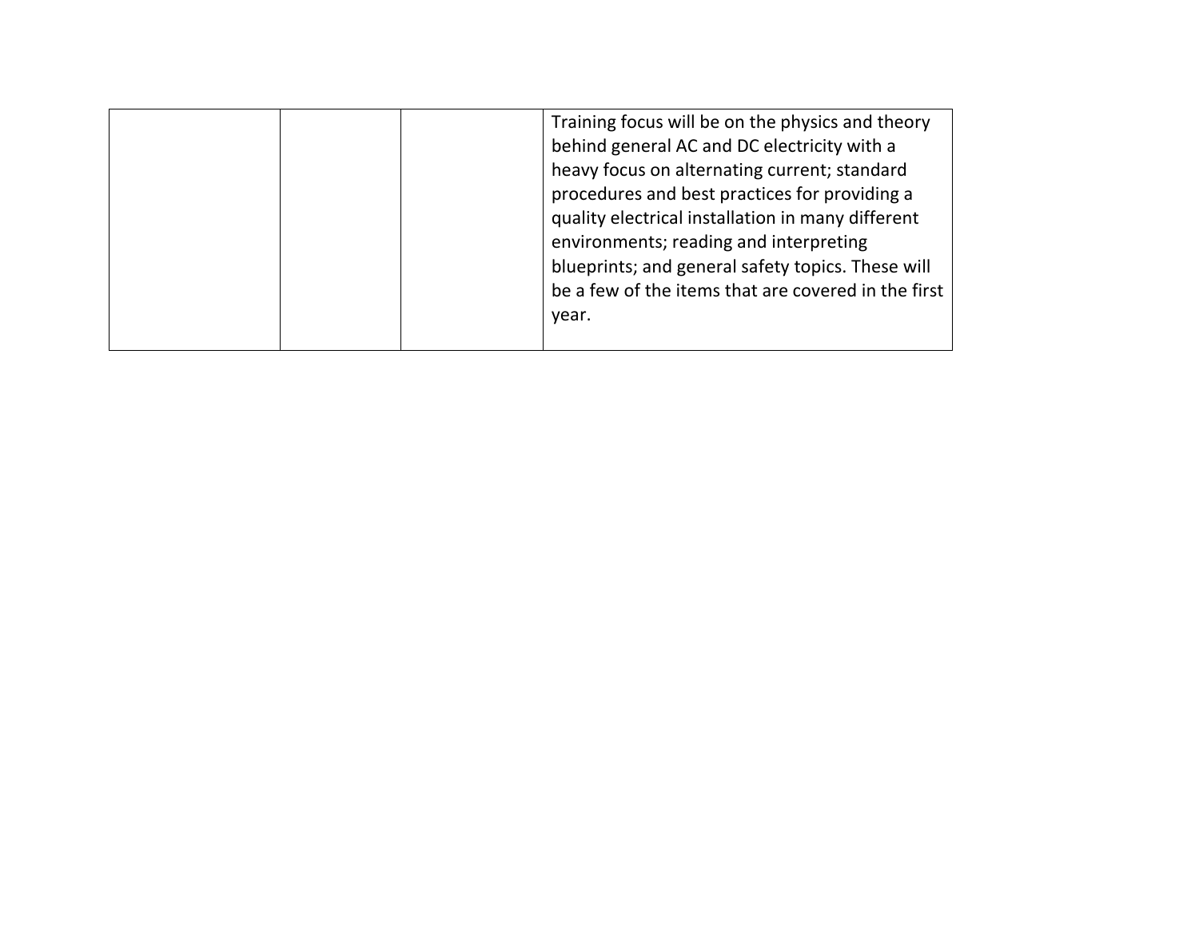| | | | |
|---|---|---|---|
| | | | Training focus will be on the physics and theory behind general AC and DC electricity with a heavy focus on alternating current; standard procedures and best practices for providing a quality electrical installation in many different environments; reading and interpreting blueprints; and general safety topics. These will be a few of the items that are covered in the first year. |